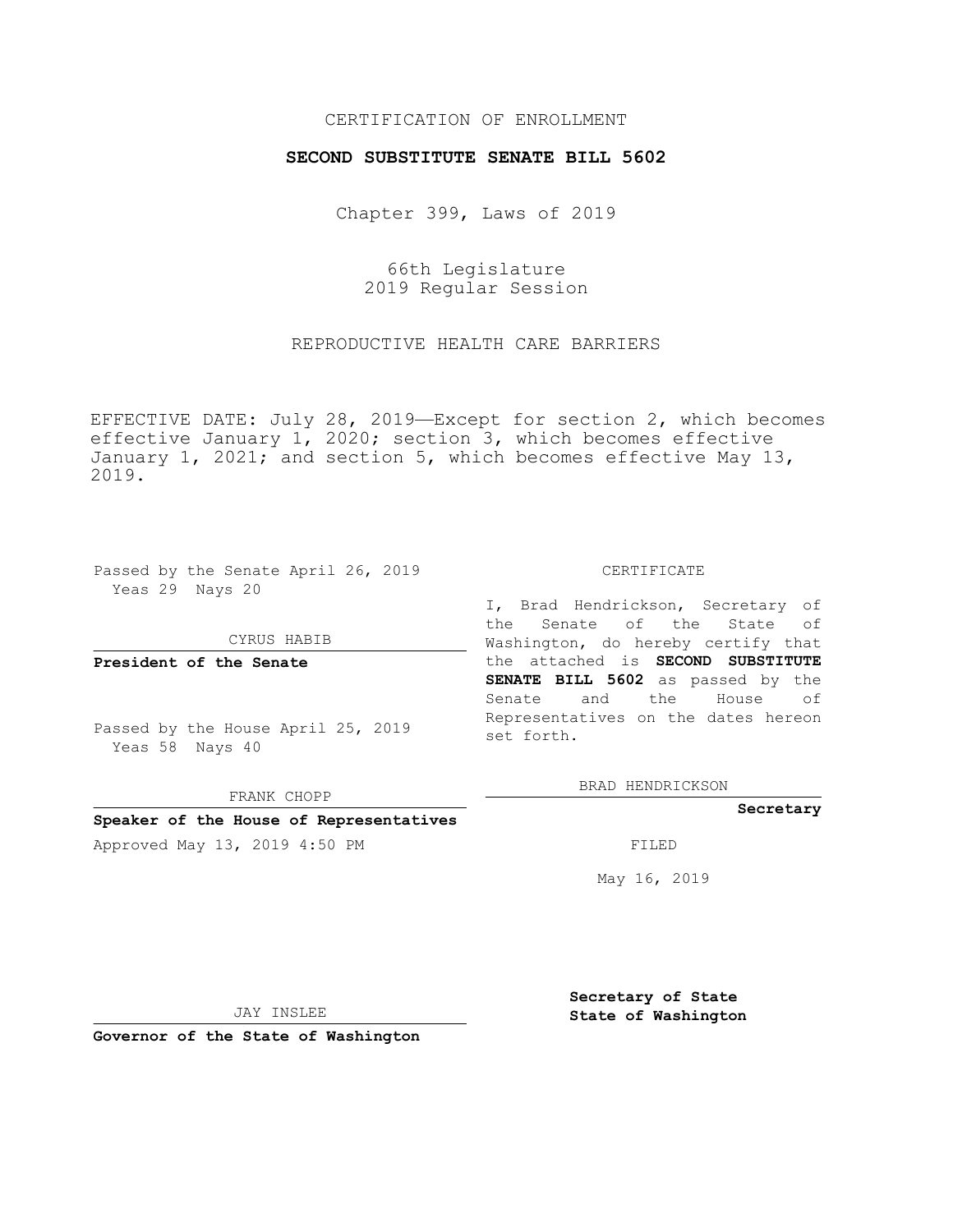CERTIFICATION OF ENROLLMENT

**SECOND SUBSTITUTE SENATE BILL 5602**

Chapter 399, Laws of 2019

66th Legislature
2019 Regular Session

REPRODUCTIVE HEALTH CARE BARRIERS

EFFECTIVE DATE: July 28, 2019—Except for section 2, which becomes effective January 1, 2020; section 3, which becomes effective January 1, 2021; and section 5, which becomes effective May 13, 2019.

Passed by the Senate April 26, 2019
Yeas 29 Nays 20

CYRUS HABIB

**President of the Senate**

Passed by the House April 25, 2019
Yeas 58 Nays 40

FRANK CHOPP

**Speaker of the House of Representatives**

Approved May 13, 2019 4:50 PM

JAY INSLEE

**Governor of the State of Washington**

CERTIFICATE

I, Brad Hendrickson, Secretary of the Senate of the State of Washington, do hereby certify that the attached is **SECOND SUBSTITUTE SENATE BILL 5602** as passed by the Senate and the House of Representatives on the dates hereon set forth.

BRAD HENDRICKSON

**Secretary**

FILED

May 16, 2019

**Secretary of State**
**State of Washington**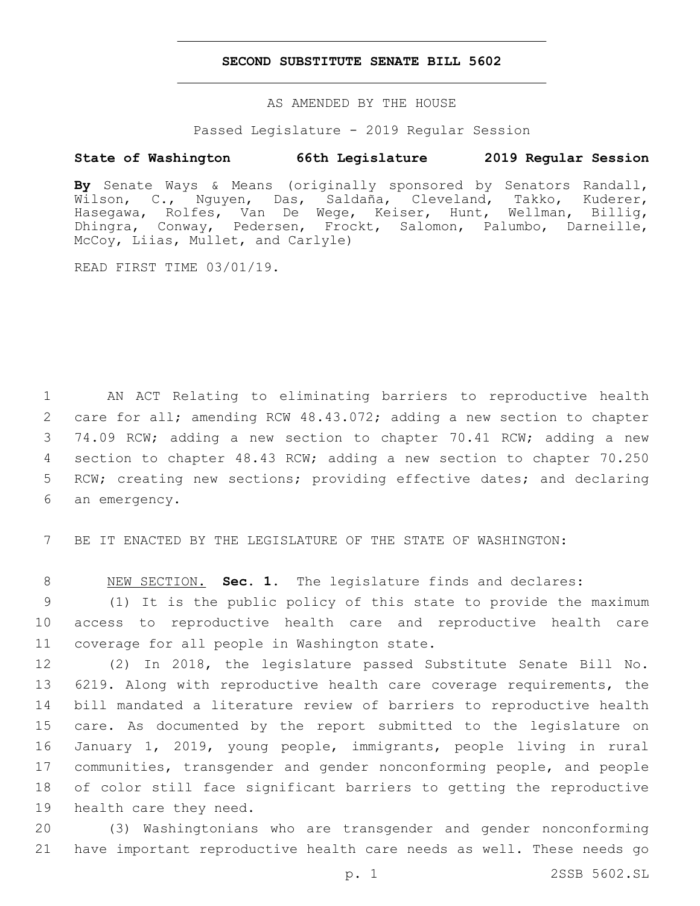# SECOND SUBSTITUTE SENATE BILL 5602

AS AMENDED BY THE HOUSE

Passed Legislature - 2019 Regular Session

**State of Washington 66th Legislature 2019 Regular Session**

**By** Senate Ways & Means (originally sponsored by Senators Randall, Wilson, C., Nguyen, Das, Saldaña, Cleveland, Takko, Kuderer, Hasegawa, Rolfes, Van De Wege, Keiser, Hunt, Wellman, Billig, Dhingra, Conway, Pedersen, Frockt, Salomon, Palumbo, Darneille, McCoy, Liias, Mullet, and Carlyle)

READ FIRST TIME 03/01/19.

1 AN ACT Relating to eliminating barriers to reproductive health
2 care for all; amending RCW 48.43.072; adding a new section to chapter
3 74.09 RCW; adding a new section to chapter 70.41 RCW; adding a new
4 section to chapter 48.43 RCW; adding a new section to chapter 70.250
5 RCW; creating new sections; providing effective dates; and declaring
6 an emergency.

7 BE IT ENACTED BY THE LEGISLATURE OF THE STATE OF WASHINGTON:

8 NEW SECTION. **Sec. 1.** The legislature finds and declares:

9 (1) It is the public policy of this state to provide the maximum
10 access to reproductive health care and reproductive health care
11 coverage for all people in Washington state.

12 (2) In 2018, the legislature passed Substitute Senate Bill No.
13 6219. Along with reproductive health care coverage requirements, the
14 bill mandated a literature review of barriers to reproductive health
15 care. As documented by the report submitted to the legislature on
16 January 1, 2019, young people, immigrants, people living in rural
17 communities, transgender and gender nonconforming people, and people
18 of color still face significant barriers to getting the reproductive
19 health care they need.

20 (3) Washingtonians who are transgender and gender nonconforming
21 have important reproductive health care needs as well. These needs go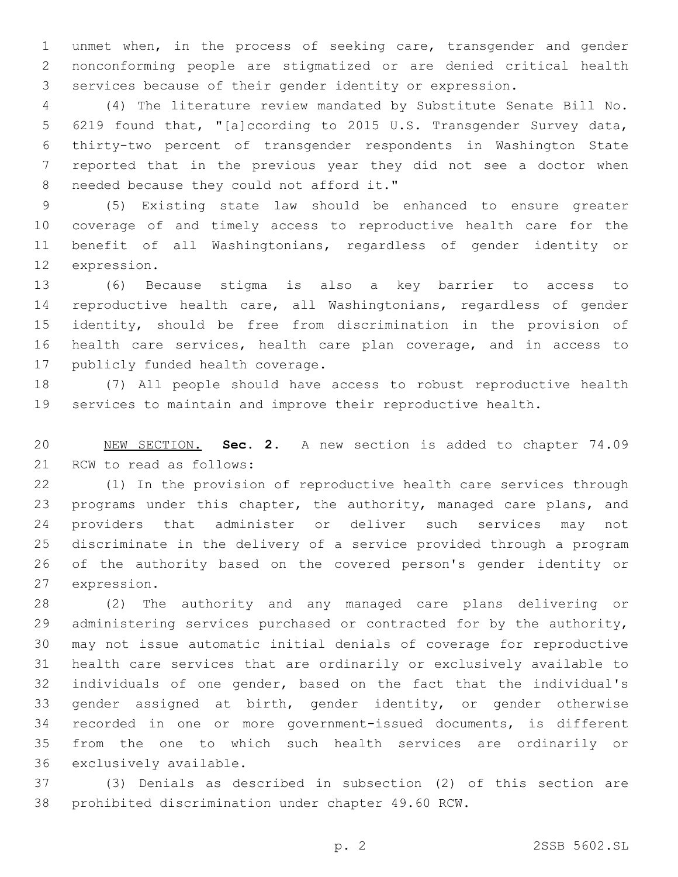unmet when, in the process of seeking care, transgender and gender nonconforming people are stigmatized or are denied critical health services because of their gender identity or expression.

(4) The literature review mandated by Substitute Senate Bill No. 6219 found that, "[a]ccording to 2015 U.S. Transgender Survey data, thirty-two percent of transgender respondents in Washington State reported that in the previous year they did not see a doctor when needed because they could not afford it."

(5) Existing state law should be enhanced to ensure greater coverage of and timely access to reproductive health care for the benefit of all Washingtonians, regardless of gender identity or expression.

(6) Because stigma is also a key barrier to access to reproductive health care, all Washingtonians, regardless of gender identity, should be free from discrimination in the provision of health care services, health care plan coverage, and in access to publicly funded health coverage.

(7) All people should have access to robust reproductive health services to maintain and improve their reproductive health.

NEW SECTION. **Sec. 2.** A new section is added to chapter 74.09 RCW to read as follows:

(1) In the provision of reproductive health care services through programs under this chapter, the authority, managed care plans, and providers that administer or deliver such services may not discriminate in the delivery of a service provided through a program of the authority based on the covered person's gender identity or expression.

(2) The authority and any managed care plans delivering or administering services purchased or contracted for by the authority, may not issue automatic initial denials of coverage for reproductive health care services that are ordinarily or exclusively available to individuals of one gender, based on the fact that the individual's gender assigned at birth, gender identity, or gender otherwise recorded in one or more government-issued documents, is different from the one to which such health services are ordinarily or exclusively available.

(3) Denials as described in subsection (2) of this section are prohibited discrimination under chapter 49.60 RCW.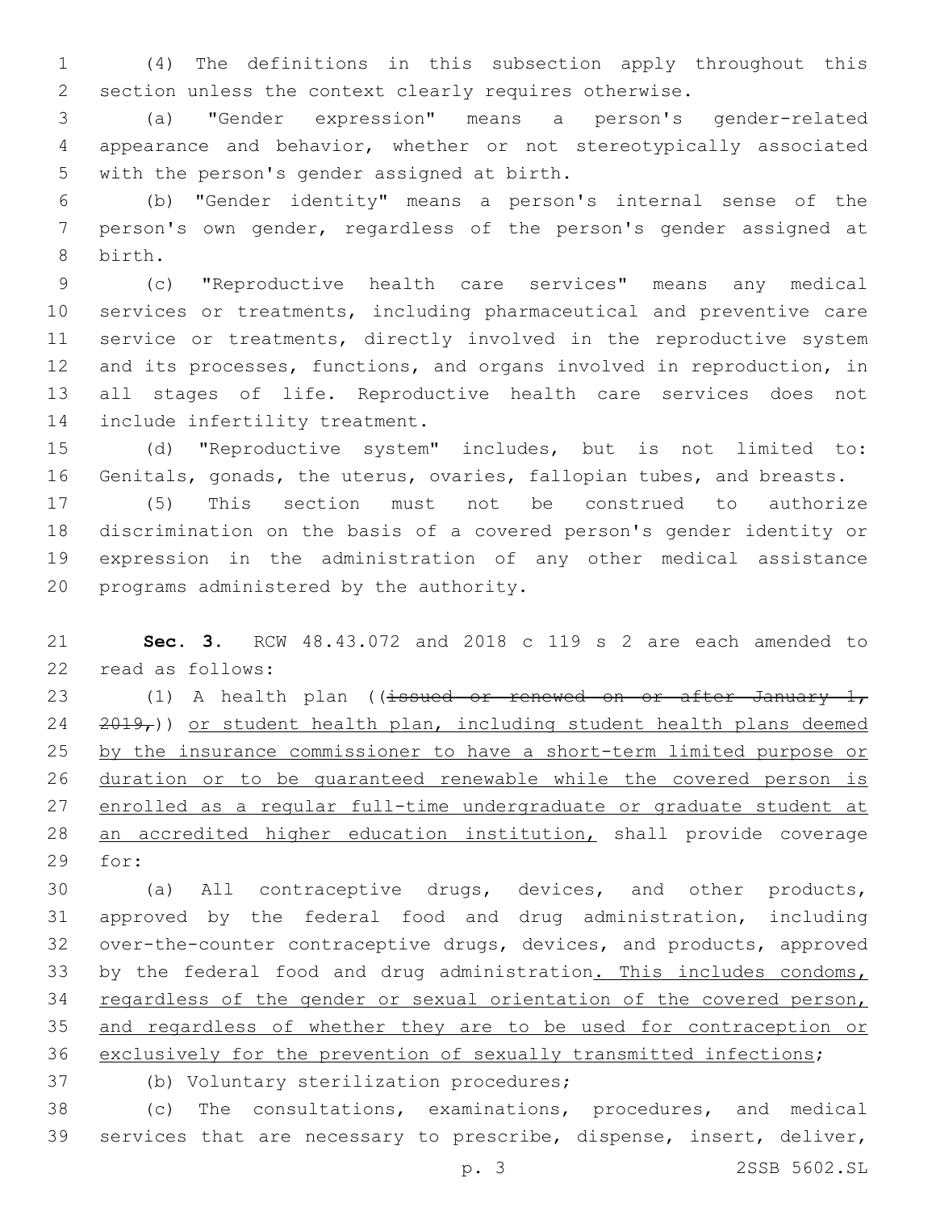(4) The definitions in this subsection apply throughout this section unless the context clearly requires otherwise.

(a) "Gender expression" means a person's gender-related appearance and behavior, whether or not stereotypically associated with the person's gender assigned at birth.

(b) "Gender identity" means a person's internal sense of the person's own gender, regardless of the person's gender assigned at birth.

(c) "Reproductive health care services" means any medical services or treatments, including pharmaceutical and preventive care service or treatments, directly involved in the reproductive system and its processes, functions, and organs involved in reproduction, in all stages of life. Reproductive health care services does not include infertility treatment.

(d) "Reproductive system" includes, but is not limited to: Genitals, gonads, the uterus, ovaries, fallopian tubes, and breasts.

(5) This section must not be construed to authorize discrimination on the basis of a covered person's gender identity or expression in the administration of any other medical assistance programs administered by the authority.

**Sec. 3.** RCW 48.43.072 and 2018 c 119 s 2 are each amended to read as follows:

(1) A health plan ((~~issued or renewed on or after January 1, 2019,~~)) or student health plan, including student health plans deemed by the insurance commissioner to have a short-term limited purpose or duration or to be guaranteed renewable while the covered person is enrolled as a regular full-time undergraduate or graduate student at an accredited higher education institution, shall provide coverage for:

(a) All contraceptive drugs, devices, and other products, approved by the federal food and drug administration, including over-the-counter contraceptive drugs, devices, and products, approved by the federal food and drug administration. This includes condoms, regardless of the gender or sexual orientation of the covered person, and regardless of whether they are to be used for contraception or exclusively for the prevention of sexually transmitted infections;

(b) Voluntary sterilization procedures;

(c) The consultations, examinations, procedures, and medical services that are necessary to prescribe, dispense, insert, deliver,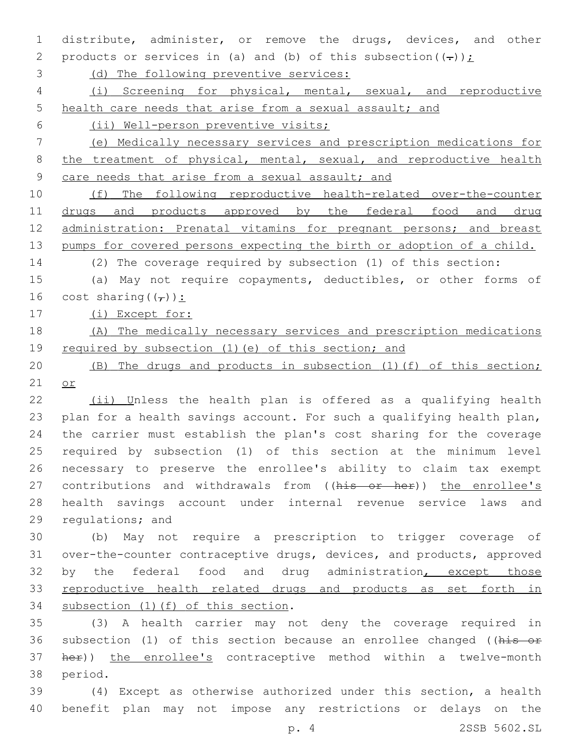distribute, administer, or remove the drugs, devices, and other products or services in (a) and (b) of this subsection((.));

(d) The following preventive services:

(i) Screening for physical, mental, sexual, and reproductive health care needs that arise from a sexual assault; and

(ii) Well-person preventive visits;

(e) Medically necessary services and prescription medications for the treatment of physical, mental, sexual, and reproductive health care needs that arise from a sexual assault; and

(f) The following reproductive health-related over-the-counter drugs and products approved by the federal food and drug administration: Prenatal vitamins for pregnant persons; and breast pumps for covered persons expecting the birth or adoption of a child.

(2) The coverage required by subsection (1) of this section:

(a) May not require copayments, deductibles, or other forms of cost sharing((,)):

(i) Except for:

(A) The medically necessary services and prescription medications required by subsection (1)(e) of this section; and

(B) The drugs and products in subsection (1)(f) of this section; or

(ii) Unless the health plan is offered as a qualifying health plan for a health savings account. For such a qualifying health plan, the carrier must establish the plan's cost sharing for the coverage required by subsection (1) of this section at the minimum level necessary to preserve the enrollee's ability to claim tax exempt contributions and withdrawals from ((~~his or her~~)) the enrollee's health savings account under internal revenue service laws and regulations; and

(b) May not require a prescription to trigger coverage of over-the-counter contraceptive drugs, devices, and products, approved by the federal food and drug administration, except those reproductive health related drugs and products as set forth in subsection (1)(f) of this section.

(3) A health carrier may not deny the coverage required in subsection (1) of this section because an enrollee changed ((~~his or her~~)) the enrollee's contraceptive method within a twelve-month period.

(4) Except as otherwise authorized under this section, a health benefit plan may not impose any restrictions or delays on the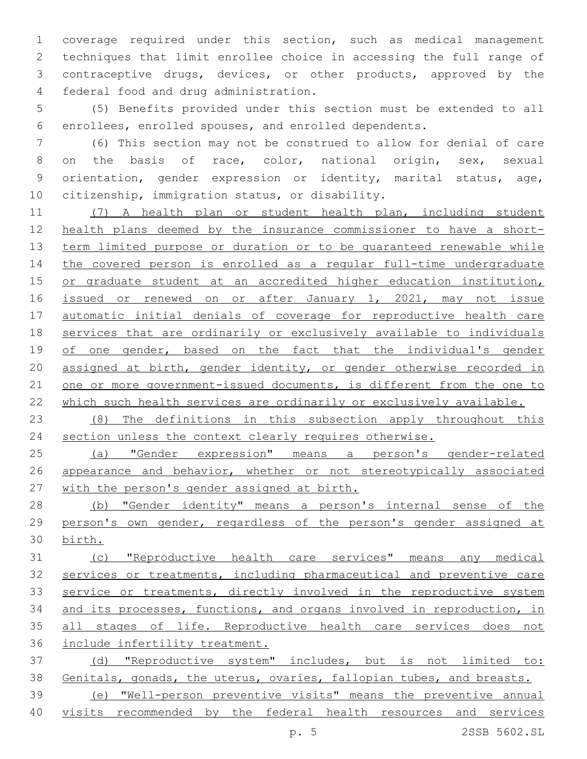coverage required under this section, such as medical management techniques that limit enrollee choice in accessing the full range of contraceptive drugs, devices, or other products, approved by the federal food and drug administration.

(5) Benefits provided under this section must be extended to all enrollees, enrolled spouses, and enrolled dependents.

(6) This section may not be construed to allow for denial of care on the basis of race, color, national origin, sex, sexual orientation, gender expression or identity, marital status, age, citizenship, immigration status, or disability.

(7) A health plan or student health plan, including student health plans deemed by the insurance commissioner to have a short-term limited purpose or duration or to be guaranteed renewable while the covered person is enrolled as a regular full-time undergraduate or graduate student at an accredited higher education institution, issued or renewed on or after January 1, 2021, may not issue automatic initial denials of coverage for reproductive health care services that are ordinarily or exclusively available to individuals of one gender, based on the fact that the individual's gender assigned at birth, gender identity, or gender otherwise recorded in one or more government-issued documents, is different from the one to which such health services are ordinarily or exclusively available.

(8) The definitions in this subsection apply throughout this section unless the context clearly requires otherwise.

(a) "Gender expression" means a person's gender-related appearance and behavior, whether or not stereotypically associated with the person's gender assigned at birth.

(b) "Gender identity" means a person's internal sense of the person's own gender, regardless of the person's gender assigned at birth.

(c) "Reproductive health care services" means any medical services or treatments, including pharmaceutical and preventive care service or treatments, directly involved in the reproductive system and its processes, functions, and organs involved in reproduction, in all stages of life. Reproductive health care services does not include infertility treatment.

(d) "Reproductive system" includes, but is not limited to: Genitals, gonads, the uterus, ovaries, fallopian tubes, and breasts.

(e) "Well-person preventive visits" means the preventive annual visits recommended by the federal health resources and services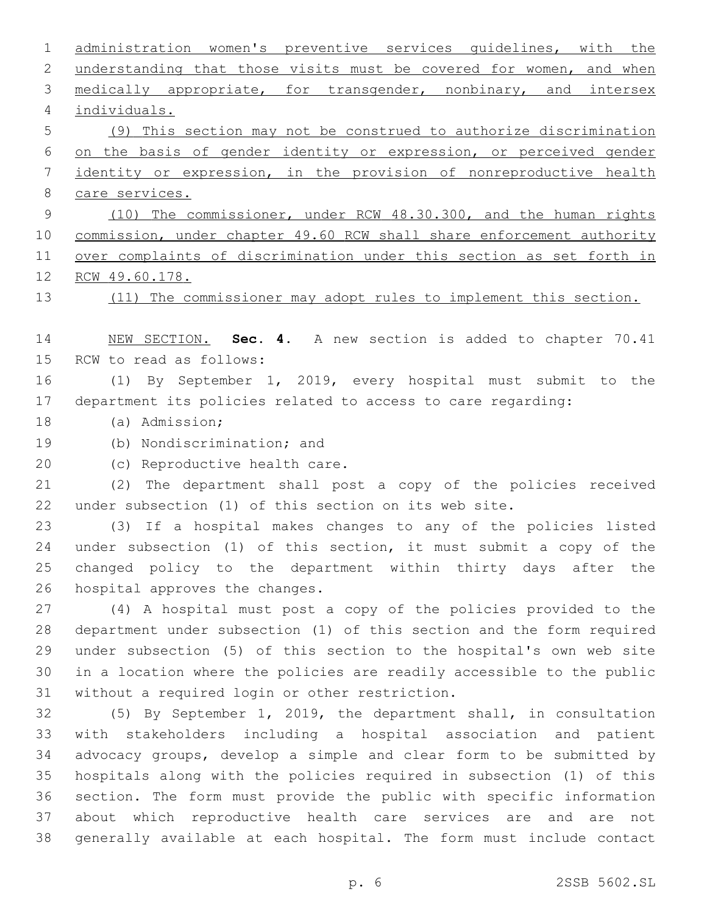administration women's preventive services guidelines, with the understanding that those visits must be covered for women, and when medically appropriate, for transgender, nonbinary, and intersex individuals.

(9) This section may not be construed to authorize discrimination on the basis of gender identity or expression, or perceived gender identity or expression, in the provision of nonreproductive health care services.

(10) The commissioner, under RCW 48.30.300, and the human rights commission, under chapter 49.60 RCW shall share enforcement authority over complaints of discrimination under this section as set forth in RCW 49.60.178.

(11) The commissioner may adopt rules to implement this section.

NEW SECTION. **Sec. 4.** A new section is added to chapter 70.41 RCW to read as follows:

(1) By September 1, 2019, every hospital must submit to the department its policies related to access to care regarding:

(a) Admission;

(b) Nondiscrimination; and

(c) Reproductive health care.

(2) The department shall post a copy of the policies received under subsection (1) of this section on its web site.

(3) If a hospital makes changes to any of the policies listed under subsection (1) of this section, it must submit a copy of the changed policy to the department within thirty days after the hospital approves the changes.

(4) A hospital must post a copy of the policies provided to the department under subsection (1) of this section and the form required under subsection (5) of this section to the hospital's own web site in a location where the policies are readily accessible to the public without a required login or other restriction.

(5) By September 1, 2019, the department shall, in consultation with stakeholders including a hospital association and patient advocacy groups, develop a simple and clear form to be submitted by hospitals along with the policies required in subsection (1) of this section. The form must provide the public with specific information about which reproductive health care services are and are not generally available at each hospital. The form must include contact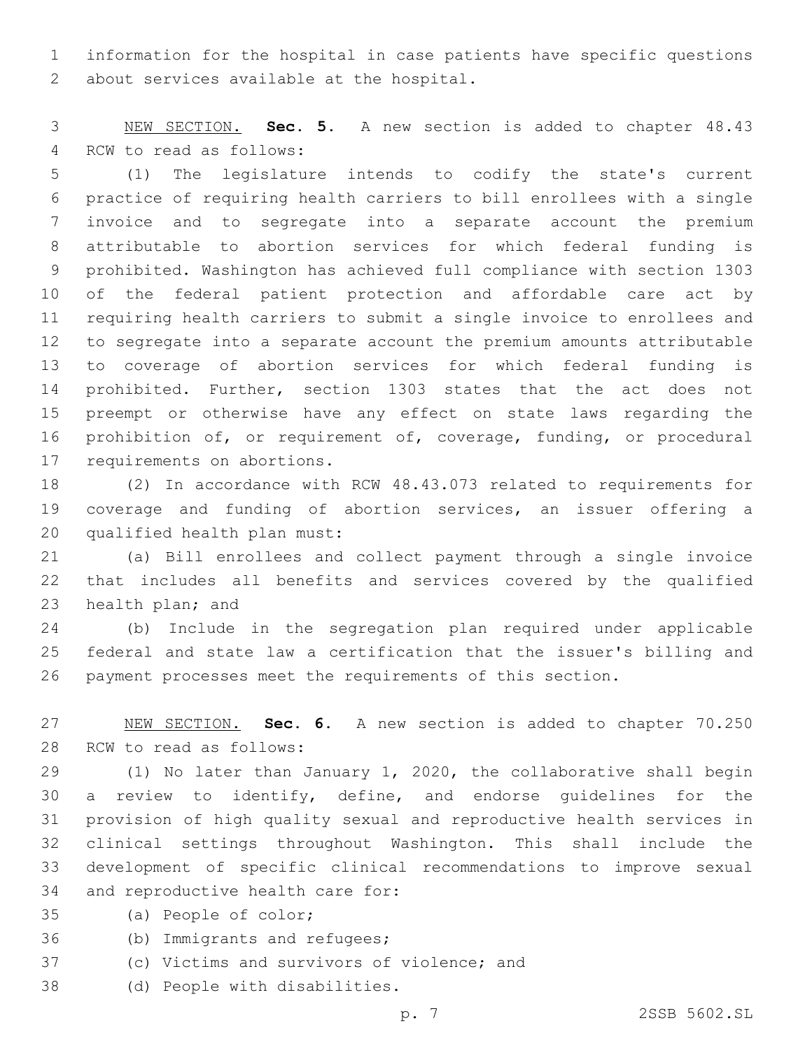information for the hospital in case patients have specific questions about services available at the hospital.

NEW SECTION. **Sec. 5.** A new section is added to chapter 48.43 RCW to read as follows:

(1) The legislature intends to codify the state's current practice of requiring health carriers to bill enrollees with a single invoice and to segregate into a separate account the premium attributable to abortion services for which federal funding is prohibited. Washington has achieved full compliance with section 1303 of the federal patient protection and affordable care act by requiring health carriers to submit a single invoice to enrollees and to segregate into a separate account the premium amounts attributable to coverage of abortion services for which federal funding is prohibited. Further, section 1303 states that the act does not preempt or otherwise have any effect on state laws regarding the prohibition of, or requirement of, coverage, funding, or procedural requirements on abortions.

(2) In accordance with RCW 48.43.073 related to requirements for coverage and funding of abortion services, an issuer offering a qualified health plan must:

(a) Bill enrollees and collect payment through a single invoice that includes all benefits and services covered by the qualified health plan; and

(b) Include in the segregation plan required under applicable federal and state law a certification that the issuer's billing and payment processes meet the requirements of this section.

NEW SECTION. **Sec. 6.** A new section is added to chapter 70.250 RCW to read as follows:

(1) No later than January 1, 2020, the collaborative shall begin a review to identify, define, and endorse guidelines for the provision of high quality sexual and reproductive health services in clinical settings throughout Washington. This shall include the development of specific clinical recommendations to improve sexual and reproductive health care for:

(a) People of color;

(b) Immigrants and refugees;

(c) Victims and survivors of violence; and

(d) People with disabilities.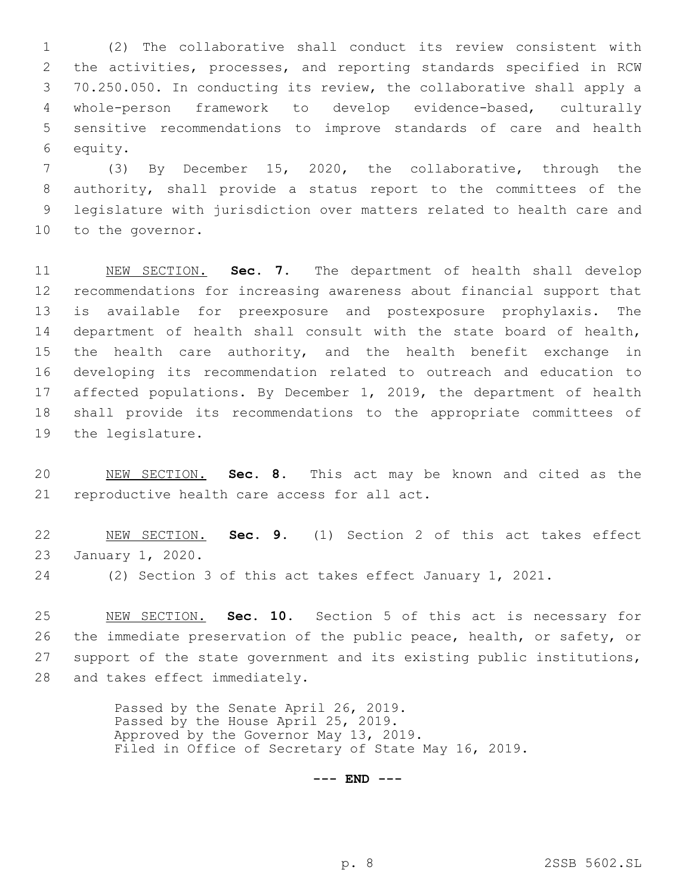(2) The collaborative shall conduct its review consistent with the activities, processes, and reporting standards specified in RCW 70.250.050. In conducting its review, the collaborative shall apply a whole-person framework to develop evidence-based, culturally sensitive recommendations to improve standards of care and health equity.

(3) By December 15, 2020, the collaborative, through the authority, shall provide a status report to the committees of the legislature with jurisdiction over matters related to health care and to the governor.

NEW SECTION. **Sec. 7.** The department of health shall develop recommendations for increasing awareness about financial support that is available for preexposure and postexposure prophylaxis. The department of health shall consult with the state board of health, the health care authority, and the health benefit exchange in developing its recommendation related to outreach and education to affected populations. By December 1, 2019, the department of health shall provide its recommendations to the appropriate committees of the legislature.

NEW SECTION. **Sec. 8.** This act may be known and cited as the reproductive health care access for all act.

NEW SECTION. **Sec. 9.** (1) Section 2 of this act takes effect January 1, 2020.

(2) Section 3 of this act takes effect January 1, 2021.

NEW SECTION. **Sec. 10.** Section 5 of this act is necessary for the immediate preservation of the public peace, health, or safety, or support of the state government and its existing public institutions, and takes effect immediately.

Passed by the Senate April 26, 2019.
Passed by the House April 25, 2019.
Approved by the Governor May 13, 2019.
Filed in Office of Secretary of State May 16, 2019.

**--- END ---**